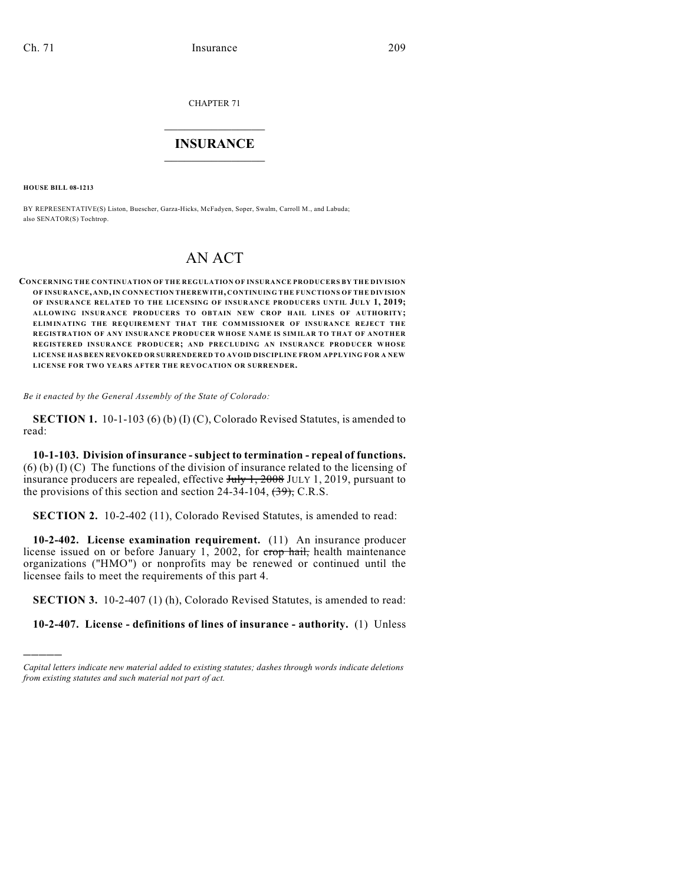CHAPTER 71

# INSURANCE

**HOUSE BILL 08-1213**

BY REPRESENTATIVE(S) Liston, Buescher, Garza-Hicks, McFadyen, Soper, Swalm, Carroll M., and Labuda; also SENATOR(S) Tochtrop.

# AN ACT

**CONCERNING THE CONTINUATION OF THE REGULATION OF INSURANCE PRODUCERS BY THE DIVISION OF INSURANCE, AND, IN CONNECTION THEREWITH, CONTINUING THE FUNCTIONS OF THE DIVISION OF INSURANCE RELATED TO THE LICENSING OF INSURANCE PRODUCERS UNTIL JULY 1, 2019; ALLOWING INSURANCE PRODUCERS TO OBTAIN NEW CROP HAIL LINES OF AUTHORITY; ELIMINATING THE REQUIREMENT THAT THE COMMISSIONER OF INSURANCE REJECT THE REGISTRATION OF ANY INSURANCE PRODUCER WHOSE NAME IS SIMILAR TO THAT OF ANOTHER REGISTERED INSURANCE PRODUCER; AND PRECLUDING AN INSURANCE PRODUCER WHOSE LICENSE HAS BEEN REVOKED OR SURRENDERED TO AVOID DISCIPLINE FROM APPLYING FOR A NEW LICENSE FOR TWO YEARS AFTER THE REVOCATION OR SURRENDER.**

*Be it enacted by the General Assembly of the State of Colorado:*

**SECTION 1.** 10-1-103 (6) (b) (I) (C), Colorado Revised Statutes, is amended to read:

**10-1-103. Division of insurance - subject to termination - repeal of functions.** (6) (b) (I) (C) The functions of the division of insurance related to the licensing of insurance producers are repealed, effective ~~July 1, 2008~~ JULY 1, 2019, pursuant to the provisions of this section and section 24-34-104, ~~(39),~~ C.R.S.

**SECTION 2.** 10-2-402 (11), Colorado Revised Statutes, is amended to read:

**10-2-402. License examination requirement.** (11) An insurance producer license issued on or before January 1, 2002, for ~~crop hail,~~ health maintenance organizations ("HMO") or nonprofits may be renewed or continued until the licensee fails to meet the requirements of this part 4.

**SECTION 3.** 10-2-407 (1) (h), Colorado Revised Statutes, is amended to read:

**10-2-407. License - definitions of lines of insurance - authority.** (1) Unless

---

*Capital letters indicate new material added to existing statutes; dashes through words indicate deletions from existing statutes and such material not part of act.*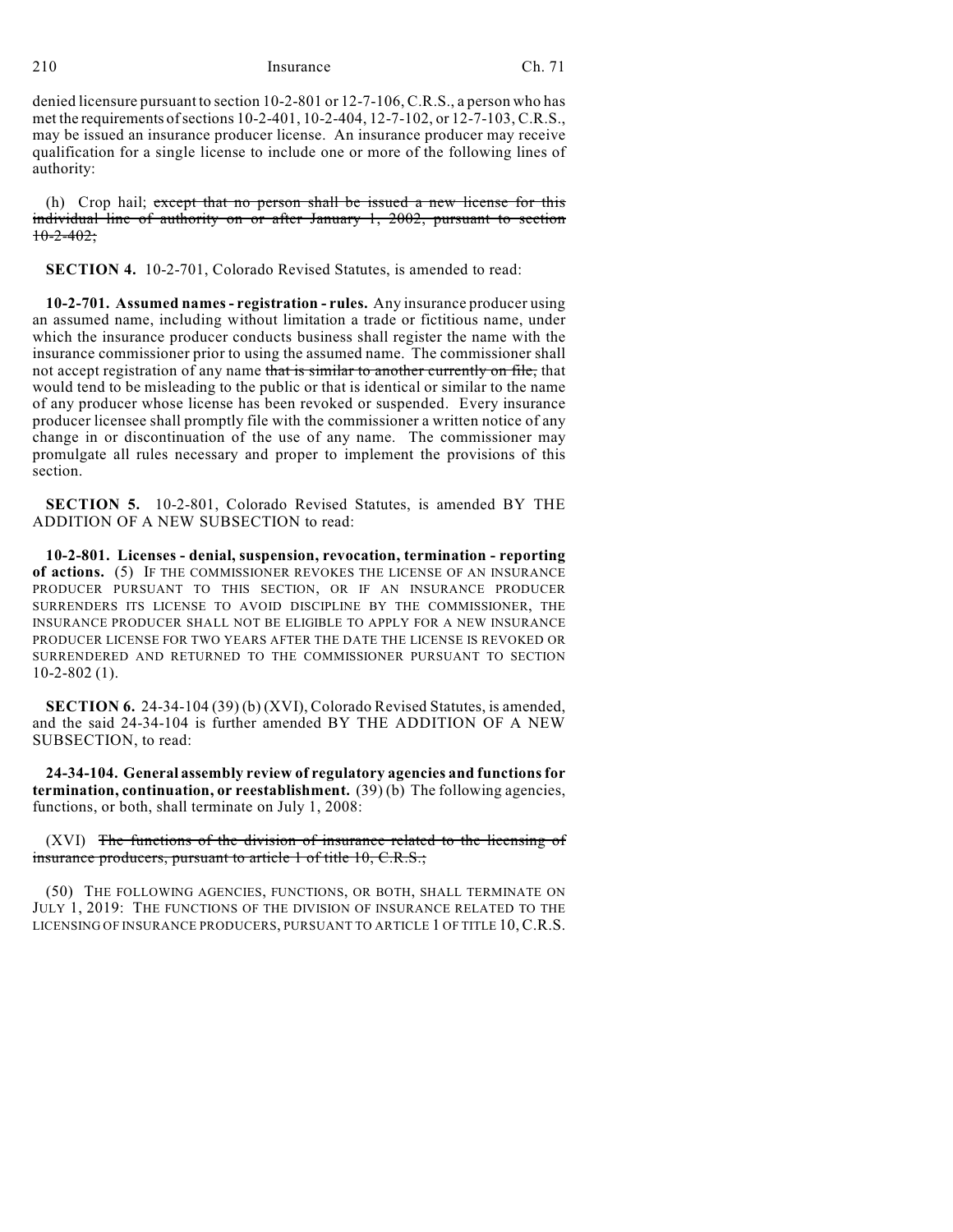denied licensure pursuant to section 10-2-801 or 12-7-106, C.R.S., a person who has met the requirements of sections 10-2-401, 10-2-404, 12-7-102, or 12-7-103, C.R.S., may be issued an insurance producer license. An insurance producer may receive qualification for a single license to include one or more of the following lines of authority:

(h) Crop hail; ~~except that no person shall be issued a new license for this individual line of authority on or after January 1, 2002, pursuant to section 10-2-402;~~

**SECTION 4.** 10-2-701, Colorado Revised Statutes, is amended to read:

**10-2-701. Assumed names - registration - rules.** Any insurance producer using an assumed name, including without limitation a trade or fictitious name, under which the insurance producer conducts business shall register the name with the insurance commissioner prior to using the assumed name. The commissioner shall not accept registration of any name ~~that is similar to another currently on file,~~ that would tend to be misleading to the public or that is identical or similar to the name of any producer whose license has been revoked or suspended. Every insurance producer licensee shall promptly file with the commissioner a written notice of any change in or discontinuation of the use of any name. The commissioner may promulgate all rules necessary and proper to implement the provisions of this section.

**SECTION 5.** 10-2-801, Colorado Revised Statutes, is amended BY THE ADDITION OF A NEW SUBSECTION to read:

**10-2-801. Licenses - denial, suspension, revocation, termination - reporting of actions.** (5) IF THE COMMISSIONER REVOKES THE LICENSE OF AN INSURANCE PRODUCER PURSUANT TO THIS SECTION, OR IF AN INSURANCE PRODUCER SURRENDERS ITS LICENSE TO AVOID DISCIPLINE BY THE COMMISSIONER, THE INSURANCE PRODUCER SHALL NOT BE ELIGIBLE TO APPLY FOR A NEW INSURANCE PRODUCER LICENSE FOR TWO YEARS AFTER THE DATE THE LICENSE IS REVOKED OR SURRENDERED AND RETURNED TO THE COMMISSIONER PURSUANT TO SECTION 10-2-802 (1).

**SECTION 6.** 24-34-104 (39) (b) (XVI), Colorado Revised Statutes, is amended, and the said 24-34-104 is further amended BY THE ADDITION OF A NEW SUBSECTION, to read:

**24-34-104. General assembly review of regulatory agencies and functions for termination, continuation, or reestablishment.** (39) (b) The following agencies, functions, or both, shall terminate on July 1, 2008:

(XVI) ~~The functions of the division of insurance related to the licensing of insurance producers, pursuant to article 1 of title 10, C.R.S.;~~

(50) THE FOLLOWING AGENCIES, FUNCTIONS, OR BOTH, SHALL TERMINATE ON JULY 1, 2019: THE FUNCTIONS OF THE DIVISION OF INSURANCE RELATED TO THE LICENSING OF INSURANCE PRODUCERS, PURSUANT TO ARTICLE 1 OF TITLE 10, C.R.S.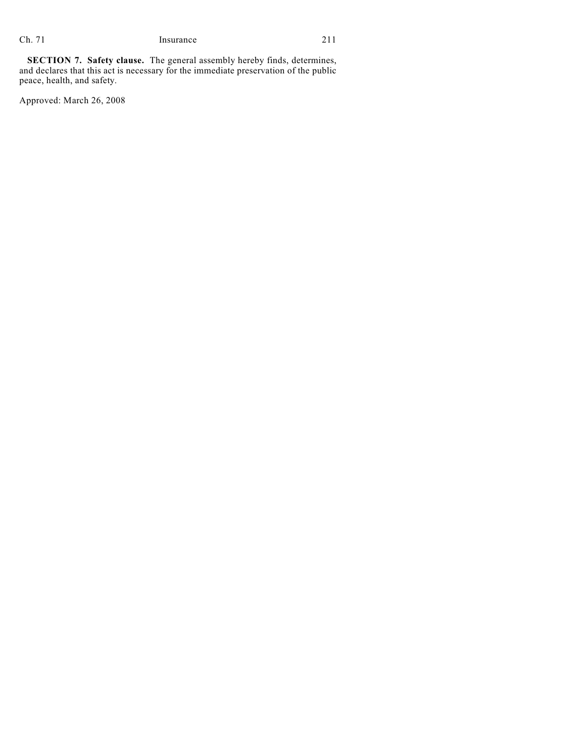**SECTION 7. Safety clause.** The general assembly hereby finds, determines, and declares that this act is necessary for the immediate preservation of the public peace, health, and safety.

Approved: March 26, 2008